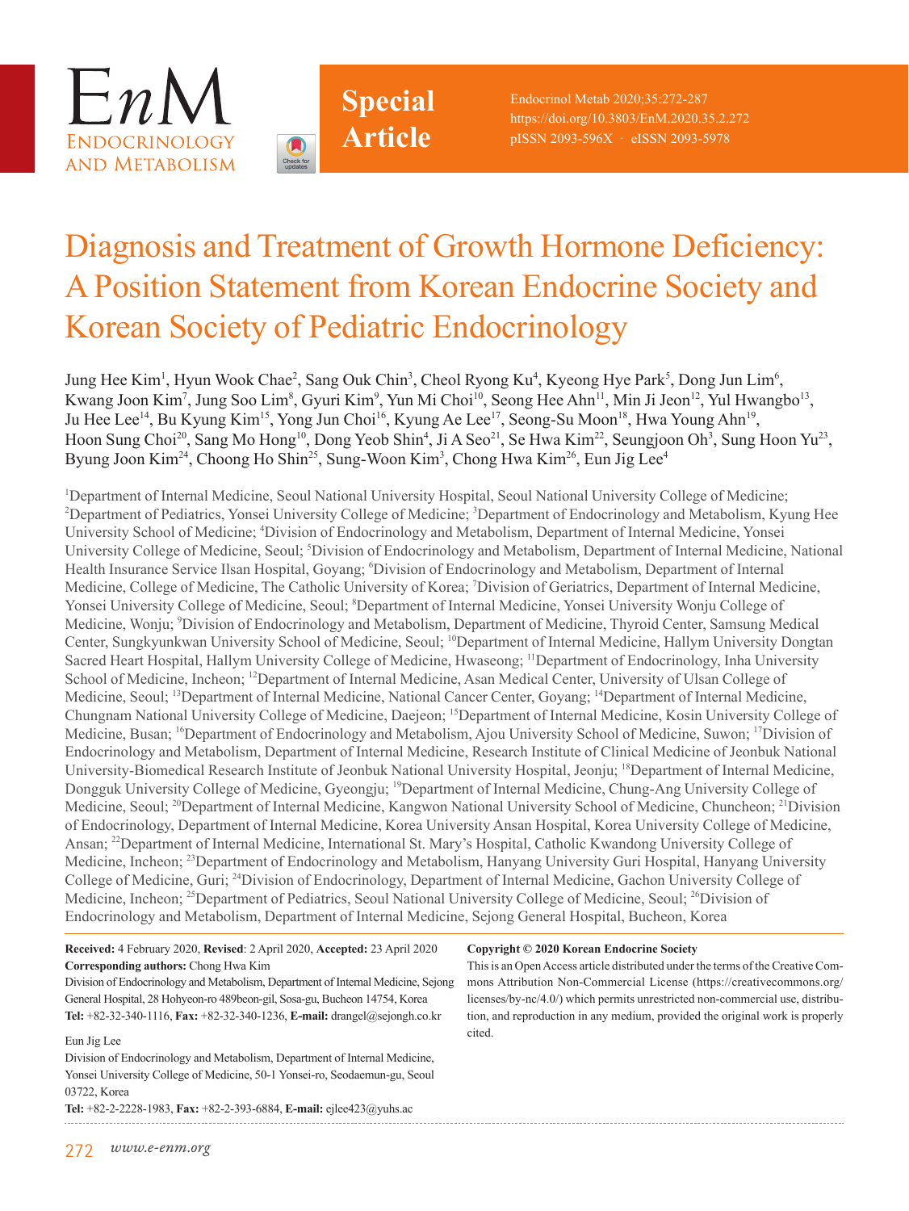Special Article

# Diagnosis and Treatment of Growth Hormone Deficiency: A Position Statement from Korean Endocrine Society and Korean Society of Pediatric Endocrinology

Jung Hee Kim[1], Hyun Wook Chae[2], Sang Ouk Chin[3], Cheol Ryong Ku[4], Kyeong Hye Park[5], Dong Jun Lim[6], Kwang Joon Kim[7], Jung Soo Lim[8], Gyuri Kim[9], Yun Mi Choi[10], Seong Hee Ahn[11], Min Ji Jeon[12], Yul Hwangbo[13], Ju Hee Lee[14], Bu Kyung Kim[15], Yong Jun Choi[16], Kyung Ae Lee[17], Seong-Su Moon[18], Hwa Young Ahn[19], Hoon Sung Choi[20], Sang Mo Hong[10], Dong Yeob Shin[4], Ji A Seo[21], Se Hwa Kim[22], Seungjoon Oh[3], Sung Hoon Yu[23], Byung Joon Kim[24], Choong Ho Shin[25], Sung-Woon Kim[3], Chong Hwa Kim[26], Eun Jig Lee[4]

[1]Department of Internal Medicine, Seoul National University Hospital, Seoul National University College of Medicine; [2]Department of Pediatrics, Yonsei University College of Medicine; [3]Department of Endocrinology and Metabolism, Kyung Hee University School of Medicine; [4]Division of Endocrinology and Metabolism, Department of Internal Medicine, Yonsei University College of Medicine, Seoul; [5]Division of Endocrinology and Metabolism, Department of Internal Medicine, National Health Insurance Service Ilsan Hospital, Goyang; [6]Division of Endocrinology and Metabolism, Department of Internal Medicine, College of Medicine, The Catholic University of Korea; [7]Division of Geriatrics, Department of Internal Medicine, Yonsei University College of Medicine, Seoul; [8]Department of Internal Medicine, Yonsei University Wonju College of Medicine, Wonju; [9]Division of Endocrinology and Metabolism, Department of Medicine, Thyroid Center, Samsung Medical Center, Sungkyunkwan University School of Medicine, Seoul; [10]Department of Internal Medicine, Hallym University Dongtan Sacred Heart Hospital, Hallym University College of Medicine, Hwaseong; [11]Department of Endocrinology, Inha University School of Medicine, Incheon; [12]Department of Internal Medicine, Asan Medical Center, University of Ulsan College of Medicine, Seoul; [13]Department of Internal Medicine, National Cancer Center, Goyang; [14]Department of Internal Medicine, Chungnam National University College of Medicine, Daejeon; [15]Department of Internal Medicine, Kosin University College of Medicine, Busan; [16]Department of Endocrinology and Metabolism, Ajou University School of Medicine, Suwon; [17]Division of Endocrinology and Metabolism, Department of Internal Medicine, Research Institute of Clinical Medicine of Jeonbuk National University-Biomedical Research Institute of Jeonbuk National University Hospital, Jeonju; [18]Department of Internal Medicine, Dongguk University College of Medicine, Gyeongju; [19]Department of Internal Medicine, Chung-Ang University College of Medicine, Seoul; [20]Department of Internal Medicine, Kangwon National University School of Medicine, Chuncheon; [21]Division of Endocrinology, Department of Internal Medicine, Korea University Ansan Hospital, Korea University College of Medicine, Ansan; [22]Department of Internal Medicine, International St. Mary's Hospital, Catholic Kwandong University College of Medicine, Incheon; [23]Department of Endocrinology and Metabolism, Hanyang University Guri Hospital, Hanyang University College of Medicine, Guri; [24]Division of Endocrinology, Department of Internal Medicine, Gachon University College of Medicine, Incheon; [25]Department of Pediatrics, Seoul National University College of Medicine, Seoul; [26]Division of Endocrinology and Metabolism, Department of Internal Medicine, Sejong General Hospital, Bucheon, Korea

**Received:** 4 February 2020, **Revised**: 2 April 2020, **Accepted:** 23 April 2020

**Corresponding authors:** Chong Hwa Kim
Division of Endocrinology and Metabolism, Department of Internal Medicine, Sejong General Hospital, 28 Hohyeon-ro 489beon-gil, Sosa-gu, Bucheon 14754, Korea
**Tel:** +82-32-340-1116, **Fax:** +82-32-340-1236, **E-mail:** drangel@sejongh.co.kr

Eun Jig Lee
Division of Endocrinology and Metabolism, Department of Internal Medicine, Yonsei University College of Medicine, 50-1 Yonsei-ro, Seodaemun-gu, Seoul 03722, Korea
**Tel:** +82-2-2228-1983, **Fax:** +82-2-393-6884, **E-mail:** ejlee423@yuhs.ac

**Copyright © 2020 Korean Endocrine Society**
This is an Open Access article distributed under the terms of the Creative Commons Attribution Non-Commercial License (https://creativecommons.org/licenses/by-nc/4.0/) which permits unrestricted non-commercial use, distribution, and reproduction in any medium, provided the original work is properly cited.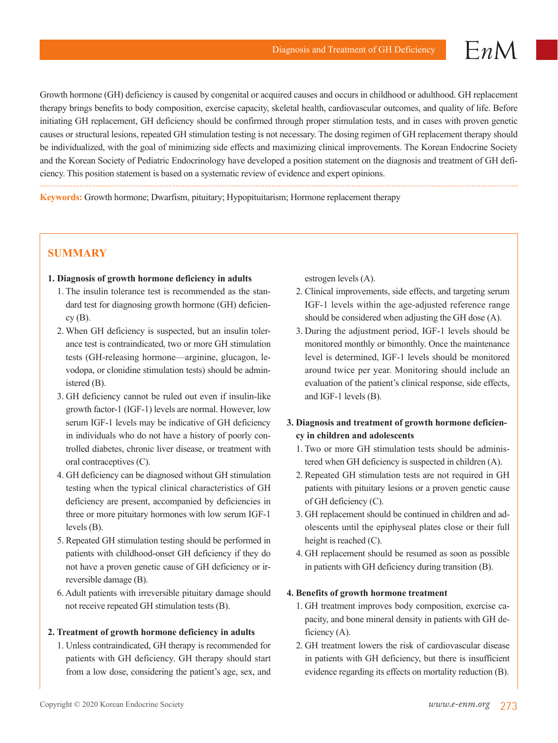Growth hormone (GH) deficiency is caused by congenital or acquired causes and occurs in childhood or adulthood. GH replacement therapy brings benefits to body composition, exercise capacity, skeletal health, cardiovascular outcomes, and quality of life. Before initiating GH replacement, GH deficiency should be confirmed through proper stimulation tests, and in cases with proven genetic causes or structural lesions, repeated GH stimulation testing is not necessary. The dosing regimen of GH replacement therapy should be individualized, with the goal of minimizing side effects and maximizing clinical improvements. The Korean Endocrine Society and the Korean Society of Pediatric Endocrinology have developed a position statement on the diagnosis and treatment of GH deficiency. This position statement is based on a systematic review of evidence and expert opinions.

**Keywords:** Growth hormone; Dwarfism, pituitary; Hypopituitarism; Hormone replacement therapy

## SUMMARY

**1. Diagnosis of growth hormone deficiency in adults**

1. The insulin tolerance test is recommended as the standard test for diagnosing growth hormone (GH) deficiency (B).
2. When GH deficiency is suspected, but an insulin tolerance test is contraindicated, two or more GH stimulation tests (GH-releasing hormone—arginine, glucagon, levodopa, or clonidine stimulation tests) should be administered (B).
3. GH deficiency cannot be ruled out even if insulin-like growth factor-1 (IGF-1) levels are normal. However, low serum IGF-1 levels may be indicative of GH deficiency in individuals who do not have a history of poorly controlled diabetes, chronic liver disease, or treatment with oral contraceptives (C).
4. GH deficiency can be diagnosed without GH stimulation testing when the typical clinical characteristics of GH deficiency are present, accompanied by deficiencies in three or more pituitary hormones with low serum IGF-1 levels (B).
5. Repeated GH stimulation testing should be performed in patients with childhood-onset GH deficiency if they do not have a proven genetic cause of GH deficiency or irreversible damage (B).
6. Adult patients with irreversible pituitary damage should not receive repeated GH stimulation tests (B).

**2. Treatment of growth hormone deficiency in adults**

1. Unless contraindicated, GH therapy is recommended for patients with GH deficiency. GH therapy should start from a low dose, considering the patient's age, sex, and estrogen levels (A).
2. Clinical improvements, side effects, and targeting serum IGF-1 levels within the age-adjusted reference range should be considered when adjusting the GH dose (A).
3. During the adjustment period, IGF-1 levels should be monitored monthly or bimonthly. Once the maintenance level is determined, IGF-1 levels should be monitored around twice per year. Monitoring should include an evaluation of the patient's clinical response, side effects, and IGF-1 levels (B).

**3. Diagnosis and treatment of growth hormone deficiency in children and adolescents**

1. Two or more GH stimulation tests should be administered when GH deficiency is suspected in children (A).
2. Repeated GH stimulation tests are not required in GH patients with pituitary lesions or a proven genetic cause of GH deficiency (C).
3. GH replacement should be continued in children and adolescents until the epiphyseal plates close or their full height is reached (C).
4. GH replacement should be resumed as soon as possible in patients with GH deficiency during transition (B).

**4. Benefits of growth hormone treatment**

1. GH treatment improves body composition, exercise capacity, and bone mineral density in patients with GH deficiency (A).
2. GH treatment lowers the risk of cardiovascular disease in patients with GH deficiency, but there is insufficient evidence regarding its effects on mortality reduction (B).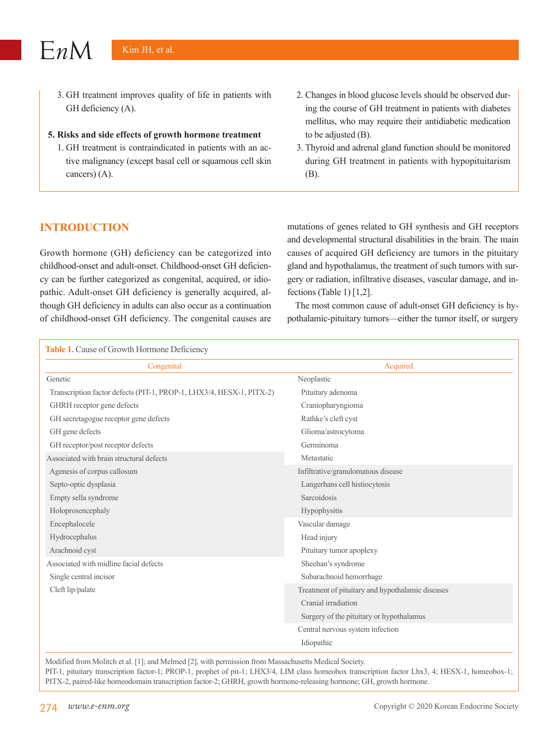3. GH treatment improves quality of life in patients with GH deficiency (A).

**5. Risks and side effects of growth hormone treatment**

1. GH treatment is contraindicated in patients with an active malignancy (except basal cell or squamous cell skin cancers) (A).
2. Changes in blood glucose levels should be observed during the course of GH treatment in patients with diabetes mellitus, who may require their antidiabetic medication to be adjusted (B).
3. Thyroid and adrenal gland function should be monitored during GH treatment in patients with hypopituitarism (B).

## INTRODUCTION

Growth hormone (GH) deficiency can be categorized into childhood-onset and adult-onset. Childhood-onset GH deficiency can be further categorized as congenital, acquired, or idiopathic. Adult-onset GH deficiency is generally acquired, although GH deficiency in adults can also occur as a continuation of childhood-onset GH deficiency. The congenital causes are mutations of genes related to GH synthesis and GH receptors and developmental structural disabilities in the brain. The main causes of acquired GH deficiency are tumors in the pituitary gland and hypothalamus, the treatment of such tumors with surgery or radiation, infiltrative diseases, vascular damage, and infections (Table 1) [1,2].

The most common cause of adult-onset GH deficiency is hypothalamic-pituitary tumors—either the tumor itself, or surgery

**Table 1.** Cause of Growth Hormone Deficiency

| Congenital | Acquired |
|---|---|
| Genetic | Neoplastic |
| Transcription factor defects (PIT-1, PROP-1, LHX3/4, HESX-1, PITX-2) | Pituitary adenoma |
| GHRH receptor gene defects | Craniopharyngioma |
| GH secretagogue receptor gene defects | Rathke's cleft cyst |
| GH gene defects | Glioma/astrocytoma |
| GH receptor/post receptor defects | Germinoma |
| Associated with brain structural defects | Metastatic |
| Agenesis of corpus callosum | Infiltrative/granulomatous disease |
| Septo-optic dysplasia | Langerhans cell histiocytosis |
| Empty sella syndrome | Sarcoidosis |
| Holoprosencephaly | Hypophysitis |
| Encephalocele | Vascular damage |
| Hydrocephalus | Head injury |
| Arachnoid cyst | Pituitary tumor apoplexy |
| Associated with midline facial defects | Sheehan's syndrome |
| Single central incisor | Subarachnoid hemorrhage |
| Cleft lip/palate | Treatment of pituitary and hypothalamic diseases |
| | Cranial irradiation |
| | Surgery of the pituitary or hypothalamus |
| | Central nervous system infection |
| | Idiopathic |

Modified from Molitch et al. [1]; and Melmed [2], with permission from Massachusetts Medical Society.
PIT-1, pituitary transcription factor-1; PROP-1, prophet of pit-1; LHX3/4, LIM class homeobox transcription factor Lhx3, 4; HESX-1, homeobox-1; PITX-2, paired-like homeodomain transcription factor-2; GHRH, growth hormone-releasing hormone; GH, growth hormone.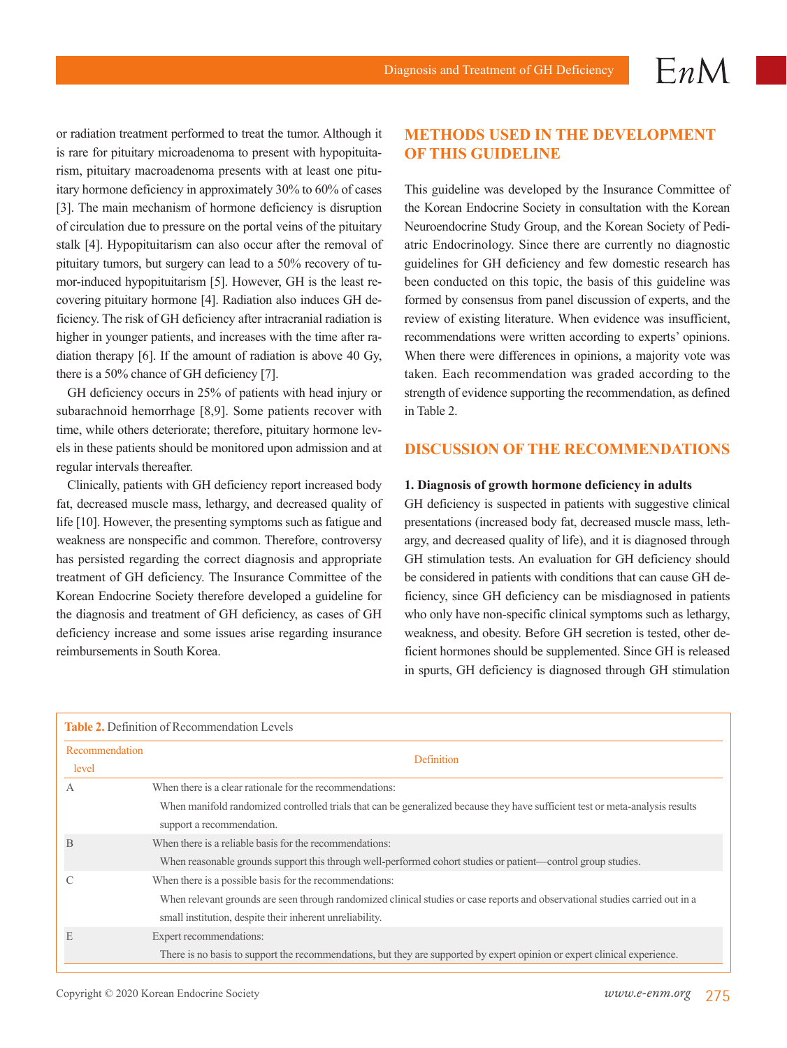or radiation treatment performed to treat the tumor. Although it is rare for pituitary microadenoma to present with hypopituitarism, pituitary macroadenoma presents with at least one pituitary hormone deficiency in approximately 30% to 60% of cases [3]. The main mechanism of hormone deficiency is disruption of circulation due to pressure on the portal veins of the pituitary stalk [4]. Hypopituitarism can also occur after the removal of pituitary tumors, but surgery can lead to a 50% recovery of tumor-induced hypopituitarism [5]. However, GH is the least recovering pituitary hormone [4]. Radiation also induces GH deficiency. The risk of GH deficiency after intracranial radiation is higher in younger patients, and increases with the time after radiation therapy [6]. If the amount of radiation is above 40 Gy, there is a 50% chance of GH deficiency [7].

GH deficiency occurs in 25% of patients with head injury or subarachnoid hemorrhage [8,9]. Some patients recover with time, while others deteriorate; therefore, pituitary hormone levels in these patients should be monitored upon admission and at regular intervals thereafter.

Clinically, patients with GH deficiency report increased body fat, decreased muscle mass, lethargy, and decreased quality of life [10]. However, the presenting symptoms such as fatigue and weakness are nonspecific and common. Therefore, controversy has persisted regarding the correct diagnosis and appropriate treatment of GH deficiency. The Insurance Committee of the Korean Endocrine Society therefore developed a guideline for the diagnosis and treatment of GH deficiency, as cases of GH deficiency increase and some issues arise regarding insurance reimbursements in South Korea.

## METHODS USED IN THE DEVELOPMENT OF THIS GUIDELINE

This guideline was developed by the Insurance Committee of the Korean Endocrine Society in consultation with the Korean Neuroendocrine Study Group, and the Korean Society of Pediatric Endocrinology. Since there are currently no diagnostic guidelines for GH deficiency and few domestic research has been conducted on this topic, the basis of this guideline was formed by consensus from panel discussion of experts, and the review of existing literature. When evidence was insufficient, recommendations were written according to experts' opinions. When there were differences in opinions, a majority vote was taken. Each recommendation was graded according to the strength of evidence supporting the recommendation, as defined in Table 2.

## DISCUSSION OF THE RECOMMENDATIONS

### 1. Diagnosis of growth hormone deficiency in adults

GH deficiency is suspected in patients with suggestive clinical presentations (increased body fat, decreased muscle mass, lethargy, and decreased quality of life), and it is diagnosed through GH stimulation tests. An evaluation for GH deficiency should be considered in patients with conditions that can cause GH deficiency, since GH deficiency can be misdiagnosed in patients who only have non-specific clinical symptoms such as lethargy, weakness, and obesity. Before GH secretion is tested, other deficient hormones should be supplemented. Since GH is released in spurts, GH deficiency is diagnosed through GH stimulation

**Table 2.** Definition of Recommendation Levels

| Recommendation level | Definition |
|---|---|
| A | When there is a clear rationale for the recommendations:<br>When manifold randomized controlled trials that can be generalized because they have sufficient test or meta-analysis results support a recommendation. |
| B | When there is a reliable basis for the recommendations:<br>When reasonable grounds support this through well-performed cohort studies or patient—control group studies. |
| C | When there is a possible basis for the recommendations:<br>When relevant grounds are seen through randomized clinical studies or case reports and observational studies carried out in a small institution, despite their inherent unreliability. |
| E | Expert recommendations:<br>There is no basis to support the recommendations, but they are supported by expert opinion or expert clinical experience. |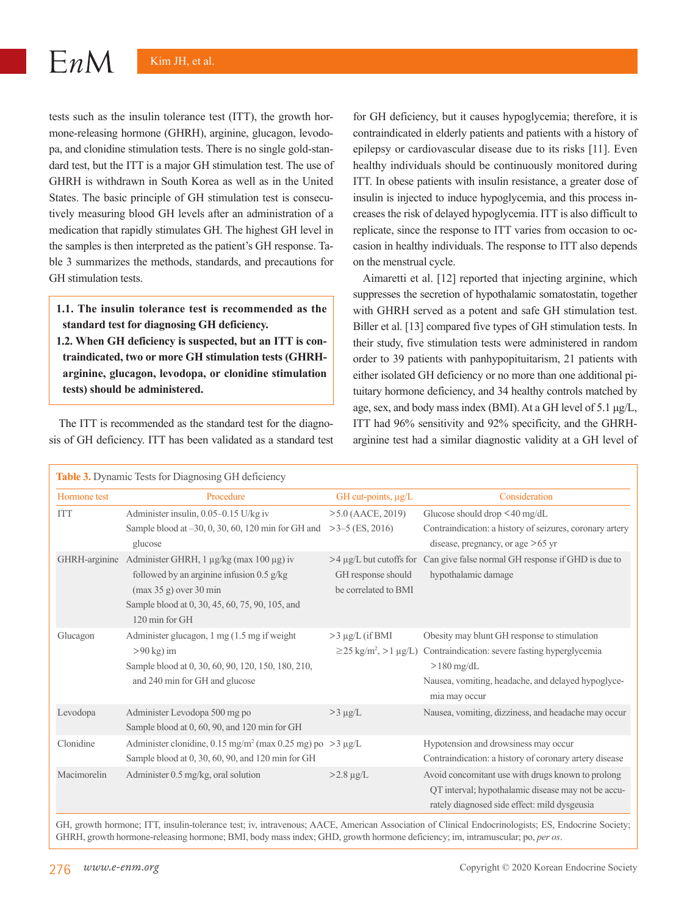tests such as the insulin tolerance test (ITT), the growth hormone-releasing hormone (GHRH), arginine, glucagon, levodopa, and clonidine stimulation tests. There is no single gold-standard test, but the ITT is a major GH stimulation test. The use of GHRH is withdrawn in South Korea as well as in the United States. The basic principle of GH stimulation test is consecutively measuring blood GH levels after an administration of a medication that rapidly stimulates GH. The highest GH level in the samples is then interpreted as the patient's GH response. Table 3 summarizes the methods, standards, and precautions for GH stimulation tests.

> **1.1. The insulin tolerance test is recommended as the standard test for diagnosing GH deficiency.**
> **1.2. When GH deficiency is suspected, but an ITT is contraindicated, two or more GH stimulation tests (GHRH-arginine, glucagon, levodopa, or clonidine stimulation tests) should be administered.**

The ITT is recommended as the standard test for the diagnosis of GH deficiency. ITT has been validated as a standard test for GH deficiency, but it causes hypoglycemia; therefore, it is contraindicated in elderly patients and patients with a history of epilepsy or cardiovascular disease due to its risks [11]. Even healthy individuals should be continuously monitored during ITT. In obese patients with insulin resistance, a greater dose of insulin is injected to induce hypoglycemia, and this process increases the risk of delayed hypoglycemia. ITT is also difficult to replicate, since the response to ITT varies from occasion to occasion in healthy individuals. The response to ITT also depends on the menstrual cycle.

Aimaretti et al. [12] reported that injecting arginine, which suppresses the secretion of hypothalamic somatostatin, together with GHRH served as a potent and safe GH stimulation test. Biller et al. [13] compared five types of GH stimulation tests. In their study, five stimulation tests were administered in random order to 39 patients with panhypopituitarism, 21 patients with either isolated GH deficiency or no more than one additional pituitary hormone deficiency, and 34 healthy controls matched by age, sex, and body mass index (BMI). At a GH level of 5.1 μg/L, ITT had 96% sensitivity and 92% specificity, and the GHRH-arginine test had a similar diagnostic validity at a GH level of

**Table 3.** Dynamic Tests for Diagnosing GH deficiency

| Hormone test | Procedure | GH cut-points, μg/L | Consideration |
|---|---|---|---|
| ITT | Administer insulin, 0.05–0.15 U/kg iv<br>Sample blood at –30, 0, 30, 60, 120 min for GH and glucose | >5.0 (AACE, 2019)<br>>3–5 (ES, 2016) | Glucose should drop <40 mg/dL<br>Contraindication: a history of seizures, coronary artery disease, pregnancy, or age >65 yr |
| GHRH-arginine | Administer GHRH, 1 μg/kg (max 100 μg) iv followed by an arginine infusion 0.5 g/kg (max 35 g) over 30 min<br>Sample blood at 0, 30, 45, 60, 75, 90, 105, and 120 min for GH | >4 μg/L but cutoffs for GH response should be correlated to BMI | Can give false normal GH response if GHD is due to hypothalamic damage |
| Glucagon | Administer glucagon, 1 mg (1.5 mg if weight >90 kg) im<br>Sample blood at 0, 30, 60, 90, 120, 150, 180, 210, and 240 min for GH and glucose | >3 μg/L (if BMI ≥25 kg/m$^2$, >1 μg/L) | Obesity may blunt GH response to stimulation<br>Contraindication: severe fasting hyperglycemia >180 mg/dL<br>Nausea, vomiting, headache, and delayed hypoglycemia may occur |
| Levodopa | Administer Levodopa 500 mg po<br>Sample blood at 0, 60, 90, and 120 min for GH | >3 μg/L | Nausea, vomiting, dizziness, and headache may occur |
| Clonidine | Administer clonidine, 0.15 mg/m$^2$ (max 0.25 mg) po<br>Sample blood at 0, 30, 60, 90, and 120 min for GH | >3 μg/L | Hypotension and drowsiness may occur<br>Contraindication: a history of coronary artery disease |
| Macimorelin | Administer 0.5 mg/kg, oral solution | >2.8 μg/L | Avoid concomitant use with drugs known to prolong QT interval; hypothalamic disease may not be accurately diagnosed side effect: mild dysgeusia |

GH, growth hormone; ITT, insulin-tolerance test; iv, intravenous; AACE, American Association of Clinical Endocrinologists; ES, Endocrine Society; GHRH, growth hormone-releasing hormone; BMI, body mass index; GHD, growth hormone deficiency; im, intramuscular; po, *per os*.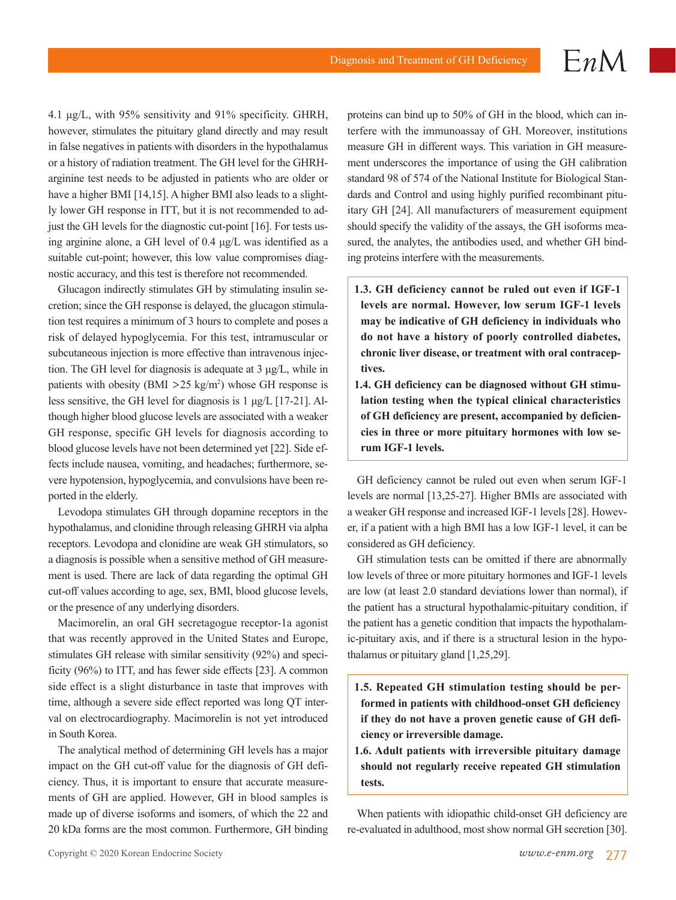4.1 μg/L, with 95% sensitivity and 91% specificity. GHRH, however, stimulates the pituitary gland directly and may result in false negatives in patients with disorders in the hypothalamus or a history of radiation treatment. The GH level for the GHRH-arginine test needs to be adjusted in patients who are older or have a higher BMI [14,15]. A higher BMI also leads to a slightly lower GH response in ITT, but it is not recommended to adjust the GH levels for the diagnostic cut-point [16]. For tests using arginine alone, a GH level of 0.4 μg/L was identified as a suitable cut-point; however, this low value compromises diagnostic accuracy, and this test is therefore not recommended.

Glucagon indirectly stimulates GH by stimulating insulin secretion; since the GH response is delayed, the glucagon stimulation test requires a minimum of 3 hours to complete and poses a risk of delayed hypoglycemia. For this test, intramuscular or subcutaneous injection is more effective than intravenous injection. The GH level for diagnosis is adequate at 3 μg/L, while in patients with obesity (BMI >25 kg/m$^2$) whose GH response is less sensitive, the GH level for diagnosis is 1 μg/L [17-21]. Although higher blood glucose levels are associated with a weaker GH response, specific GH levels for diagnosis according to blood glucose levels have not been determined yet [22]. Side effects include nausea, vomiting, and headaches; furthermore, severe hypotension, hypoglycemia, and convulsions have been reported in the elderly.

Levodopa stimulates GH through dopamine receptors in the hypothalamus, and clonidine through releasing GHRH via alpha receptors. Levodopa and clonidine are weak GH stimulators, so a diagnosis is possible when a sensitive method of GH measurement is used. There are lack of data regarding the optimal GH cut-off values according to age, sex, BMI, blood glucose levels, or the presence of any underlying disorders.

Macimorelin, an oral GH secretagogue receptor-1a agonist that was recently approved in the United States and Europe, stimulates GH release with similar sensitivity (92%) and specificity (96%) to ITT, and has fewer side effects [23]. A common side effect is a slight disturbance in taste that improves with time, although a severe side effect reported was long QT interval on electrocardiography. Macimorelin is not yet introduced in South Korea.

The analytical method of determining GH levels has a major impact on the GH cut-off value for the diagnosis of GH deficiency. Thus, it is important to ensure that accurate measurements of GH are applied. However, GH in blood samples is made up of diverse isoforms and isomers, of which the 22 and 20 kDa forms are the most common. Furthermore, GH binding proteins can bind up to 50% of GH in the blood, which can interfere with the immunoassay of GH. Moreover, institutions measure GH in different ways. This variation in GH measurement underscores the importance of using the GH calibration standard 98 of 574 of the National Institute for Biological Standards and Control and using highly purified recombinant pituitary GH [24]. All manufacturers of measurement equipment should specify the validity of the assays, the GH isoforms measured, the analytes, the antibodies used, and whether GH binding proteins interfere with the measurements.

**1.3. GH deficiency cannot be ruled out even if IGF-1 levels are normal. However, low serum IGF-1 levels may be indicative of GH deficiency in individuals who do not have a history of poorly controlled diabetes, chronic liver disease, or treatment with oral contraceptives.**

**1.4. GH deficiency can be diagnosed without GH stimulation testing when the typical clinical characteristics of GH deficiency are present, accompanied by deficiencies in three or more pituitary hormones with low serum IGF-1 levels.**

GH deficiency cannot be ruled out even when serum IGF-1 levels are normal [13,25-27]. Higher BMIs are associated with a weaker GH response and increased IGF-1 levels [28]. However, if a patient with a high BMI has a low IGF-1 level, it can be considered as GH deficiency.

GH stimulation tests can be omitted if there are abnormally low levels of three or more pituitary hormones and IGF-1 levels are low (at least 2.0 standard deviations lower than normal), if the patient has a structural hypothalamic-pituitary condition, if the patient has a genetic condition that impacts the hypothalamic-pituitary axis, and if there is a structural lesion in the hypothalamus or pituitary gland [1,25,29].

**1.5. Repeated GH stimulation testing should be performed in patients with childhood-onset GH deficiency if they do not have a proven genetic cause of GH deficiency or irreversible damage.**

**1.6. Adult patients with irreversible pituitary damage should not regularly receive repeated GH stimulation tests.**

When patients with idiopathic child-onset GH deficiency are re-evaluated in adulthood, most show normal GH secretion [30].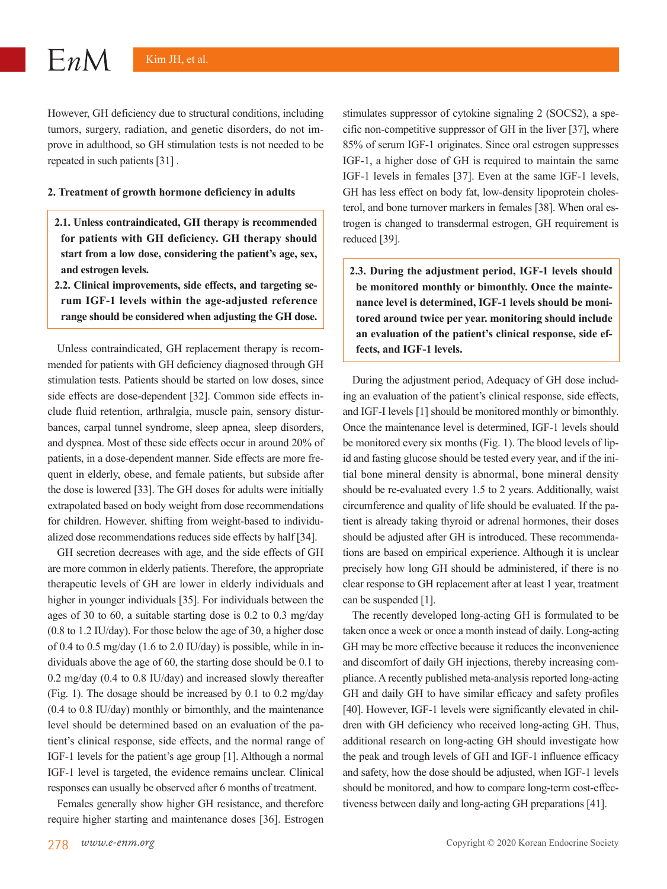However, GH deficiency due to structural conditions, including tumors, surgery, radiation, and genetic disorders, do not improve in adulthood, so GH stimulation tests is not needed to be repeated in such patients [31] .

**2. Treatment of growth hormone deficiency in adults**

> **2.1. Unless contraindicated, GH therapy is recommended for patients with GH deficiency. GH therapy should start from a low dose, considering the patient's age, sex, and estrogen levels.**
>
> **2.2. Clinical improvements, side effects, and targeting serum IGF-1 levels within the age-adjusted reference range should be considered when adjusting the GH dose.**

Unless contraindicated, GH replacement therapy is recommended for patients with GH deficiency diagnosed through GH stimulation tests. Patients should be started on low doses, since side effects are dose-dependent [32]. Common side effects include fluid retention, arthralgia, muscle pain, sensory disturbances, carpal tunnel syndrome, sleep apnea, sleep disorders, and dyspnea. Most of these side effects occur in around 20% of patients, in a dose-dependent manner. Side effects are more frequent in elderly, obese, and female patients, but subside after the dose is lowered [33]. The GH doses for adults were initially extrapolated based on body weight from dose recommendations for children. However, shifting from weight-based to individualized dose recommendations reduces side effects by half [34].

GH secretion decreases with age, and the side effects of GH are more common in elderly patients. Therefore, the appropriate therapeutic levels of GH are lower in elderly individuals and higher in younger individuals [35]. For individuals between the ages of 30 to 60, a suitable starting dose is 0.2 to 0.3 mg/day (0.8 to 1.2 IU/day). For those below the age of 30, a higher dose of 0.4 to 0.5 mg/day (1.6 to 2.0 IU/day) is possible, while in individuals above the age of 60, the starting dose should be 0.1 to 0.2 mg/day (0.4 to 0.8 IU/day) and increased slowly thereafter (Fig. 1). The dosage should be increased by 0.1 to 0.2 mg/day (0.4 to 0.8 IU/day) monthly or bimonthly, and the maintenance level should be determined based on an evaluation of the patient's clinical response, side effects, and the normal range of IGF-1 levels for the patient's age group [1]. Although a normal IGF-1 level is targeted, the evidence remains unclear. Clinical responses can usually be observed after 6 months of treatment.

Females generally show higher GH resistance, and therefore require higher starting and maintenance doses [36]. Estrogen stimulates suppressor of cytokine signaling 2 (SOCS2), a specific non-competitive suppressor of GH in the liver [37], where 85% of serum IGF-1 originates. Since oral estrogen suppresses IGF-1, a higher dose of GH is required to maintain the same IGF-1 levels in females [37]. Even at the same IGF-1 levels, GH has less effect on body fat, low-density lipoprotein cholesterol, and bone turnover markers in females [38]. When oral estrogen is changed to transdermal estrogen, GH requirement is reduced [39].

> **2.3. During the adjustment period, IGF-1 levels should be monitored monthly or bimonthly. Once the maintenance level is determined, IGF-1 levels should be monitored around twice per year. monitoring should include an evaluation of the patient's clinical response, side effects, and IGF-1 levels.**

During the adjustment period, Adequacy of GH dose including an evaluation of the patient's clinical response, side effects, and IGF-I levels [1] should be monitored monthly or bimonthly. Once the maintenance level is determined, IGF-1 levels should be monitored every six months (Fig. 1). The blood levels of lipid and fasting glucose should be tested every year, and if the initial bone mineral density is abnormal, bone mineral density should be re-evaluated every 1.5 to 2 years. Additionally, waist circumference and quality of life should be evaluated. If the patient is already taking thyroid or adrenal hormones, their doses should be adjusted after GH is introduced. These recommendations are based on empirical experience. Although it is unclear precisely how long GH should be administered, if there is no clear response to GH replacement after at least 1 year, treatment can be suspended [1].

The recently developed long-acting GH is formulated to be taken once a week or once a month instead of daily. Long-acting GH may be more effective because it reduces the inconvenience and discomfort of daily GH injections, thereby increasing compliance. A recently published meta-analysis reported long-acting GH and daily GH to have similar efficacy and safety profiles [40]. However, IGF-1 levels were significantly elevated in children with GH deficiency who received long-acting GH. Thus, additional research on long-acting GH should investigate how the peak and trough levels of GH and IGF-1 influence efficacy and safety, how the dose should be adjusted, when IGF-1 levels should be monitored, and how to compare long-term cost-effectiveness between daily and long-acting GH preparations [41].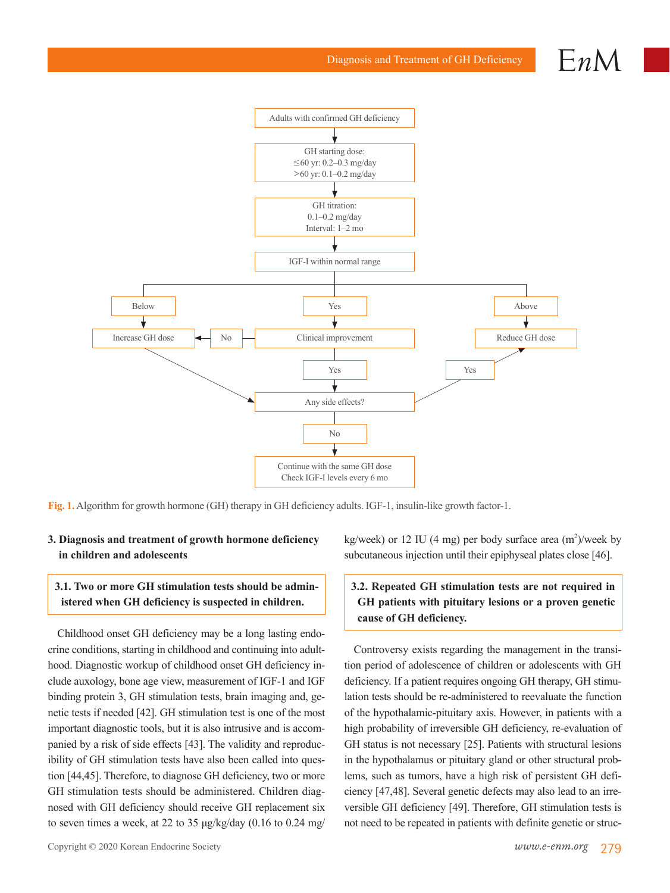Adults with confirmed GH deficiency

↓

GH starting dose:
≤60 yr: 0.2–0.3 mg/day
>60 yr: 0.1–0.2 mg/day

↓

GH titration:
0.1–0.2 mg/day
Interval: 1–2 mo

↓

IGF-I within normal range

- Below → Increase GH dose → Any side effects?
- Yes → Clinical improvement
  - No → Increase GH dose
  - Yes → Any side effects?
- Above → Reduce GH dose

Any side effects?
- Yes → Reduce GH dose
- No → Continue with the same GH dose; Check IGF-I levels every 6 mo

**Fig. 1.** Algorithm for growth hormone (GH) therapy in GH deficiency adults. IGF-1, insulin-like growth factor-1.

### 3. Diagnosis and treatment of growth hormone deficiency in children and adolescents

**3.1. Two or more GH stimulation tests should be administered when GH deficiency is suspected in children.**

Childhood onset GH deficiency may be a long lasting endocrine conditions, starting in childhood and continuing into adulthood. Diagnostic workup of childhood onset GH deficiency include auxology, bone age view, measurement of IGF-1 and IGF binding protein 3, GH stimulation tests, brain imaging and, genetic tests if needed [42]. GH stimulation test is one of the most important diagnostic tools, but it is also intrusive and is accompanied by a risk of side effects [43]. The validity and reproducibility of GH stimulation tests have also been called into question [44,45]. Therefore, to diagnose GH deficiency, two or more GH stimulation tests should be administered. Children diagnosed with GH deficiency should receive GH replacement six to seven times a week, at 22 to 35 μg/kg/day (0.16 to 0.24 mg/kg/week) or 12 IU (4 mg) per body surface area ($m^2$)/week by subcutaneous injection until their epiphyseal plates close [46].

**3.2. Repeated GH stimulation tests are not required in GH patients with pituitary lesions or a proven genetic cause of GH deficiency.**

Controversy exists regarding the management in the transition period of adolescence of children or adolescents with GH deficiency. If a patient requires ongoing GH therapy, GH stimulation tests should be re-administered to reevaluate the function of the hypothalamic-pituitary axis. However, in patients with a high probability of irreversible GH deficiency, re-evaluation of GH status is not necessary [25]. Patients with structural lesions in the hypothalamus or pituitary gland or other structural problems, such as tumors, have a high risk of persistent GH deficiency [47,48]. Several genetic defects may also lead to an irreversible GH deficiency [49]. Therefore, GH stimulation tests is not need to be repeated in patients with definite genetic or struc-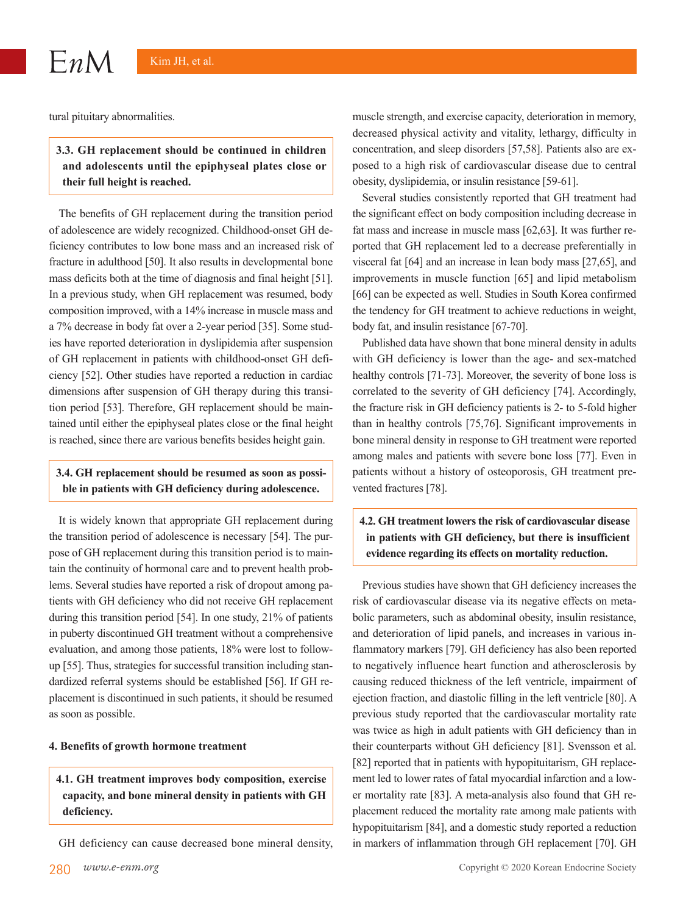tural pituitary abnormalities.

**3.3. GH replacement should be continued in children and adolescents until the epiphyseal plates close or their full height is reached.**

The benefits of GH replacement during the transition period of adolescence are widely recognized. Childhood-onset GH deficiency contributes to low bone mass and an increased risk of fracture in adulthood [50]. It also results in developmental bone mass deficits both at the time of diagnosis and final height [51]. In a previous study, when GH replacement was resumed, body composition improved, with a 14% increase in muscle mass and a 7% decrease in body fat over a 2-year period [35]. Some studies have reported deterioration in dyslipidemia after suspension of GH replacement in patients with childhood-onset GH deficiency [52]. Other studies have reported a reduction in cardiac dimensions after suspension of GH therapy during this transition period [53]. Therefore, GH replacement should be maintained until either the epiphyseal plates close or the final height is reached, since there are various benefits besides height gain.

**3.4. GH replacement should be resumed as soon as possible in patients with GH deficiency during adolescence.**

It is widely known that appropriate GH replacement during the transition period of adolescence is necessary [54]. The purpose of GH replacement during this transition period is to maintain the continuity of hormonal care and to prevent health problems. Several studies have reported a risk of dropout among patients with GH deficiency who did not receive GH replacement during this transition period [54]. In one study, 21% of patients in puberty discontinued GH treatment without a comprehensive evaluation, and among those patients, 18% were lost to follow-up [55]. Thus, strategies for successful transition including standardized referral systems should be established [56]. If GH replacement is discontinued in such patients, it should be resumed as soon as possible.

## 4. Benefits of growth hormone treatment

**4.1. GH treatment improves body composition, exercise capacity, and bone mineral density in patients with GH deficiency.**

GH deficiency can cause decreased bone mineral density, muscle strength, and exercise capacity, deterioration in memory, decreased physical activity and vitality, lethargy, difficulty in concentration, and sleep disorders [57,58]. Patients also are exposed to a high risk of cardiovascular disease due to central obesity, dyslipidemia, or insulin resistance [59-61].

Several studies consistently reported that GH treatment had the significant effect on body composition including decrease in fat mass and increase in muscle mass [62,63]. It was further reported that GH replacement led to a decrease preferentially in visceral fat [64] and an increase in lean body mass [27,65], and improvements in muscle function [65] and lipid metabolism [66] can be expected as well. Studies in South Korea confirmed the tendency for GH treatment to achieve reductions in weight, body fat, and insulin resistance [67-70].

Published data have shown that bone mineral density in adults with GH deficiency is lower than the age- and sex-matched healthy controls [71-73]. Moreover, the severity of bone loss is correlated to the severity of GH deficiency [74]. Accordingly, the fracture risk in GH deficiency patients is 2- to 5-fold higher than in healthy controls [75,76]. Significant improvements in bone mineral density in response to GH treatment were reported among males and patients with severe bone loss [77]. Even in patients without a history of osteoporosis, GH treatment prevented fractures [78].

**4.2. GH treatment lowers the risk of cardiovascular disease in patients with GH deficiency, but there is insufficient evidence regarding its effects on mortality reduction.**

Previous studies have shown that GH deficiency increases the risk of cardiovascular disease via its negative effects on metabolic parameters, such as abdominal obesity, insulin resistance, and deterioration of lipid panels, and increases in various inflammatory markers [79]. GH deficiency has also been reported to negatively influence heart function and atherosclerosis by causing reduced thickness of the left ventricle, impairment of ejection fraction, and diastolic filling in the left ventricle [80]. A previous study reported that the cardiovascular mortality rate was twice as high in adult patients with GH deficiency than in their counterparts without GH deficiency [81]. Svensson et al. [82] reported that in patients with hypopituitarism, GH replacement led to lower rates of fatal myocardial infarction and a lower mortality rate [83]. A meta-analysis also found that GH replacement reduced the mortality rate among male patients with hypopituitarism [84], and a domestic study reported a reduction in markers of inflammation through GH replacement [70]. GH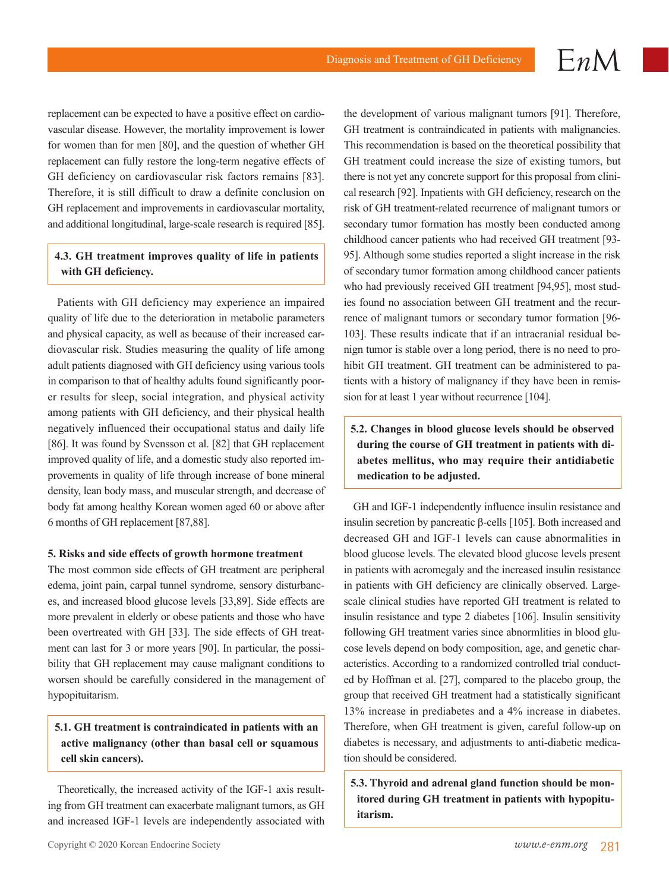replacement can be expected to have a positive effect on cardiovascular disease. However, the mortality improvement is lower for women than for men [80], and the question of whether GH replacement can fully restore the long-term negative effects of GH deficiency on cardiovascular risk factors remains [83]. Therefore, it is still difficult to draw a definite conclusion on GH replacement and improvements in cardiovascular mortality, and additional longitudinal, large-scale research is required [85].

**4.3. GH treatment improves quality of life in patients with GH deficiency.**

Patients with GH deficiency may experience an impaired quality of life due to the deterioration in metabolic parameters and physical capacity, as well as because of their increased cardiovascular risk. Studies measuring the quality of life among adult patients diagnosed with GH deficiency using various tools in comparison to that of healthy adults found significantly poorer results for sleep, social integration, and physical activity among patients with GH deficiency, and their physical health negatively influenced their occupational status and daily life [86]. It was found by Svensson et al. [82] that GH replacement improved quality of life, and a domestic study also reported improvements in quality of life through increase of bone mineral density, lean body mass, and muscular strength, and decrease of body fat among healthy Korean women aged 60 or above after 6 months of GH replacement [87,88].

**5. Risks and side effects of growth hormone treatment**

The most common side effects of GH treatment are peripheral edema, joint pain, carpal tunnel syndrome, sensory disturbances, and increased blood glucose levels [33,89]. Side effects are more prevalent in elderly or obese patients and those who have been overtreated with GH [33]. The side effects of GH treatment can last for 3 or more years [90]. In particular, the possibility that GH replacement may cause malignant conditions to worsen should be carefully considered in the management of hypopituitarism.

**5.1. GH treatment is contraindicated in patients with an active malignancy (other than basal cell or squamous cell skin cancers).**

Theoretically, the increased activity of the IGF-1 axis resulting from GH treatment can exacerbate malignant tumors, as GH and increased IGF-1 levels are independently associated with the development of various malignant tumors [91]. Therefore, GH treatment is contraindicated in patients with malignancies. This recommendation is based on the theoretical possibility that GH treatment could increase the size of existing tumors, but there is not yet any concrete support for this proposal from clinical research [92]. Inpatients with GH deficiency, research on the risk of GH treatment-related recurrence of malignant tumors or secondary tumor formation has mostly been conducted among childhood cancer patients who had received GH treatment [93-95]. Although some studies reported a slight increase in the risk of secondary tumor formation among childhood cancer patients who had previously received GH treatment [94,95], most studies found no association between GH treatment and the recurrence of malignant tumors or secondary tumor formation [96-103]. These results indicate that if an intracranial residual benign tumor is stable over a long period, there is no need to prohibit GH treatment. GH treatment can be administered to patients with a history of malignancy if they have been in remission for at least 1 year without recurrence [104].

**5.2. Changes in blood glucose levels should be observed during the course of GH treatment in patients with diabetes mellitus, who may require their antidiabetic medication to be adjusted.**

GH and IGF-1 independently influence insulin resistance and insulin secretion by pancreatic β-cells [105]. Both increased and decreased GH and IGF-1 levels can cause abnormalities in blood glucose levels. The elevated blood glucose levels present in patients with acromegaly and the increased insulin resistance in patients with GH deficiency are clinically observed. Large-scale clinical studies have reported GH treatment is related to insulin resistance and type 2 diabetes [106]. Insulin sensitivity following GH treatment varies since abnormlities in blood glucose levels depend on body composition, age, and genetic characteristics. According to a randomized controlled trial conducted by Hoffman et al. [27], compared to the placebo group, the group that received GH treatment had a statistically significant 13% increase in prediabetes and a 4% increase in diabetes. Therefore, when GH treatment is given, careful follow-up on diabetes is necessary, and adjustments to anti-diabetic medication should be considered.

**5.3. Thyroid and adrenal gland function should be monitored during GH treatment in patients with hypopituitarism.**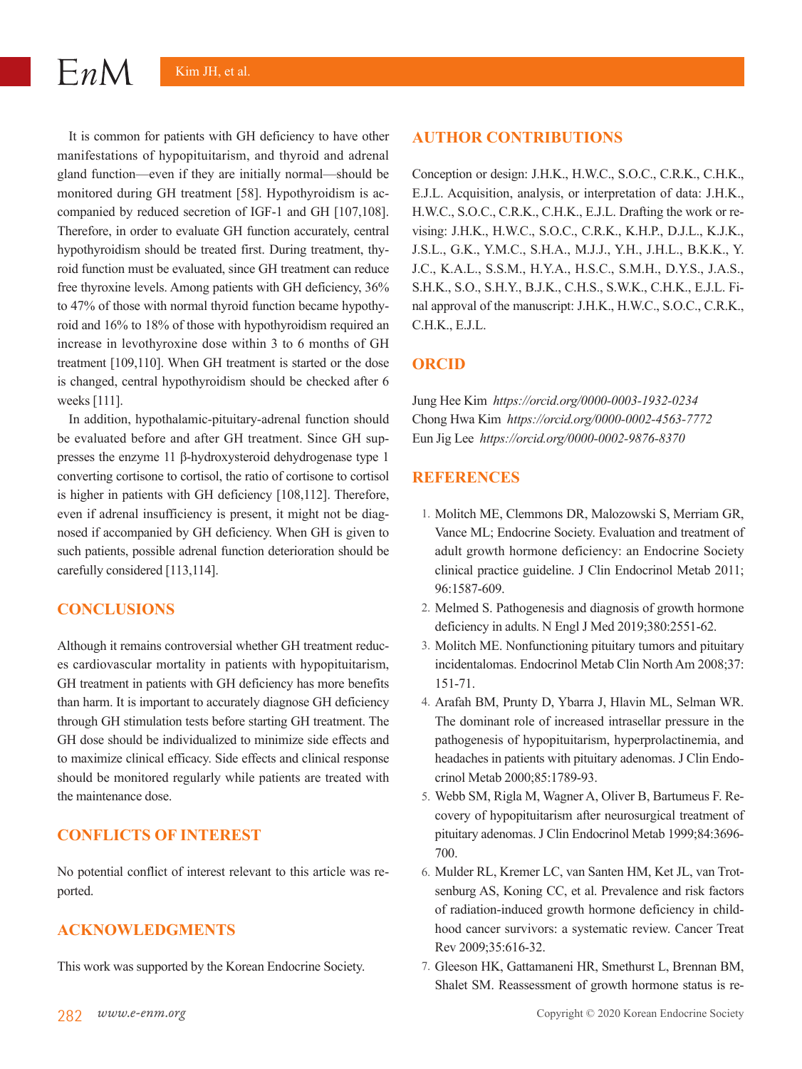It is common for patients with GH deficiency to have other manifestations of hypopituitarism, and thyroid and adrenal gland function—even if they are initially normal—should be monitored during GH treatment [58]. Hypothyroidism is accompanied by reduced secretion of IGF-1 and GH [107,108]. Therefore, in order to evaluate GH function accurately, central hypothyroidism should be treated first. During treatment, thyroid function must be evaluated, since GH treatment can reduce free thyroxine levels. Among patients with GH deficiency, 36% to 47% of those with normal thyroid function became hypothyroid and 16% to 18% of those with hypothyroidism required an increase in levothyroxine dose within 3 to 6 months of GH treatment [109,110]. When GH treatment is started or the dose is changed, central hypothyroidism should be checked after 6 weeks [111].

In addition, hypothalamic-pituitary-adrenal function should be evaluated before and after GH treatment. Since GH suppresses the enzyme 11 β-hydroxysteroid dehydrogenase type 1 converting cortisone to cortisol, the ratio of cortisone to cortisol is higher in patients with GH deficiency [108,112]. Therefore, even if adrenal insufficiency is present, it might not be diagnosed if accompanied by GH deficiency. When GH is given to such patients, possible adrenal function deterioration should be carefully considered [113,114].

## CONCLUSIONS

Although it remains controversial whether GH treatment reduces cardiovascular mortality in patients with hypopituitarism, GH treatment in patients with GH deficiency has more benefits than harm. It is important to accurately diagnose GH deficiency through GH stimulation tests before starting GH treatment. The GH dose should be individualized to minimize side effects and to maximize clinical efficacy. Side effects and clinical response should be monitored regularly while patients are treated with the maintenance dose.

## CONFLICTS OF INTEREST

No potential conflict of interest relevant to this article was reported.

## ACKNOWLEDGMENTS

This work was supported by the Korean Endocrine Society.

## AUTHOR CONTRIBUTIONS

Conception or design: J.H.K., H.W.C., S.O.C., C.R.K., C.H.K., E.J.L. Acquisition, analysis, or interpretation of data: J.H.K., H.W.C., S.O.C., C.R.K., C.H.K., E.J.L. Drafting the work or revising: J.H.K., H.W.C., S.O.C., C.R.K., K.H.P., D.J.L., K.J.K., J.S.L., G.K., Y.M.C., S.H.A., M.J.J., Y.H., J.H.L., B.K.K., Y.J.C., K.A.L., S.S.M., H.Y.A., H.S.C., S.M.H., D.Y.S., J.A.S., S.H.K., S.O., S.H.Y., B.J.K., C.H.S., S.W.K., C.H.K., E.J.L. Final approval of the manuscript: J.H.K., H.W.C., S.O.C., C.R.K., C.H.K., E.J.L.

## ORCID

Jung Hee Kim *https://orcid.org/0000-0003-1932-0234*
Chong Hwa Kim *https://orcid.org/0000-0002-4563-7772*
Eun Jig Lee *https://orcid.org/0000-0002-9876-8370*

## REFERENCES

1. Molitch ME, Clemmons DR, Malozowski S, Merriam GR, Vance ML; Endocrine Society. Evaluation and treatment of adult growth hormone deficiency: an Endocrine Society clinical practice guideline. J Clin Endocrinol Metab 2011;96:1587-609.
2. Melmed S. Pathogenesis and diagnosis of growth hormone deficiency in adults. N Engl J Med 2019;380:2551-62.
3. Molitch ME. Nonfunctioning pituitary tumors and pituitary incidentalomas. Endocrinol Metab Clin North Am 2008;37:151-71.
4. Arafah BM, Prunty D, Ybarra J, Hlavin ML, Selman WR. The dominant role of increased intrasellar pressure in the pathogenesis of hypopituitarism, hyperprolactinemia, and headaches in patients with pituitary adenomas. J Clin Endocrinol Metab 2000;85:1789-93.
5. Webb SM, Rigla M, Wagner A, Oliver B, Bartumeus F. Recovery of hypopituitarism after neurosurgical treatment of pituitary adenomas. J Clin Endocrinol Metab 1999;84:3696-700.
6. Mulder RL, Kremer LC, van Santen HM, Ket JL, van Trotsenburg AS, Koning CC, et al. Prevalence and risk factors of radiation-induced growth hormone deficiency in childhood cancer survivors: a systematic review. Cancer Treat Rev 2009;35:616-32.
7. Gleeson HK, Gattamaneni HR, Smethurst L, Brennan BM, Shalet SM. Reassessment of growth hormone status is re-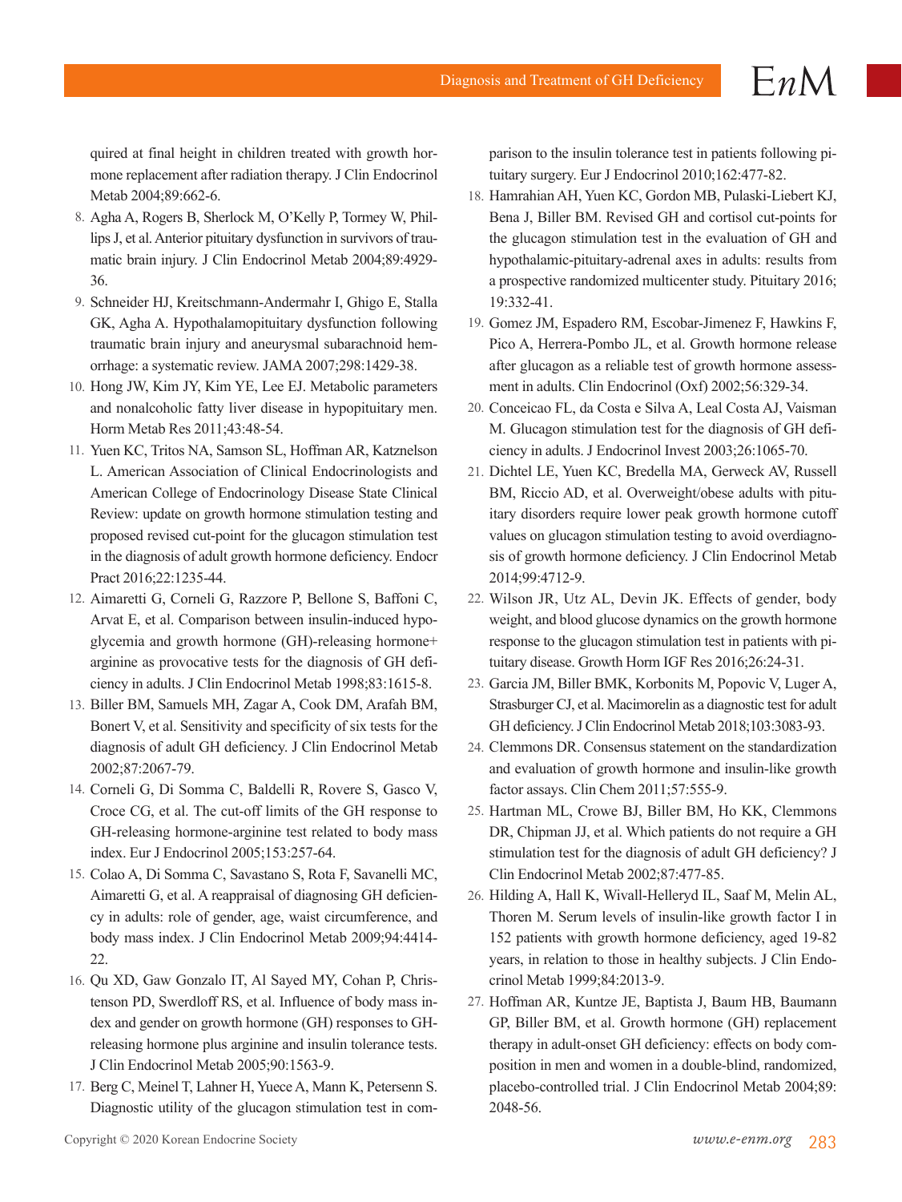quired at final height in children treated with growth hormone replacement after radiation therapy. J Clin Endocrinol Metab 2004;89:662-6.

8. Agha A, Rogers B, Sherlock M, O'Kelly P, Tormey W, Phillips J, et al. Anterior pituitary dysfunction in survivors of traumatic brain injury. J Clin Endocrinol Metab 2004;89:4929-36.
9. Schneider HJ, Kreitschmann-Andermahr I, Ghigo E, Stalla GK, Agha A. Hypothalamopituitary dysfunction following traumatic brain injury and aneurysmal subarachnoid hemorrhage: a systematic review. JAMA 2007;298:1429-38.
10. Hong JW, Kim JY, Kim YE, Lee EJ. Metabolic parameters and nonalcoholic fatty liver disease in hypopituitary men. Horm Metab Res 2011;43:48-54.
11. Yuen KC, Tritos NA, Samson SL, Hoffman AR, Katznelson L. American Association of Clinical Endocrinologists and American College of Endocrinology Disease State Clinical Review: update on growth hormone stimulation testing and proposed revised cut-point for the glucagon stimulation test in the diagnosis of adult growth hormone deficiency. Endocr Pract 2016;22:1235-44.
12. Aimaretti G, Corneli G, Razzore P, Bellone S, Baffoni C, Arvat E, et al. Comparison between insulin-induced hypoglycemia and growth hormone (GH)-releasing hormone+ arginine as provocative tests for the diagnosis of GH deficiency in adults. J Clin Endocrinol Metab 1998;83:1615-8.
13. Biller BM, Samuels MH, Zagar A, Cook DM, Arafah BM, Bonert V, et al. Sensitivity and specificity of six tests for the diagnosis of adult GH deficiency. J Clin Endocrinol Metab 2002;87:2067-79.
14. Corneli G, Di Somma C, Baldelli R, Rovere S, Gasco V, Croce CG, et al. The cut-off limits of the GH response to GH-releasing hormone-arginine test related to body mass index. Eur J Endocrinol 2005;153:257-64.
15. Colao A, Di Somma C, Savastano S, Rota F, Savanelli MC, Aimaretti G, et al. A reappraisal of diagnosing GH deficiency in adults: role of gender, age, waist circumference, and body mass index. J Clin Endocrinol Metab 2009;94:4414-22.
16. Qu XD, Gaw Gonzalo IT, Al Sayed MY, Cohan P, Christenson PD, Swerdloff RS, et al. Influence of body mass index and gender on growth hormone (GH) responses to GH-releasing hormone plus arginine and insulin tolerance tests. J Clin Endocrinol Metab 2005;90:1563-9.
17. Berg C, Meinel T, Lahner H, Yuece A, Mann K, Petersenn S. Diagnostic utility of the glucagon stimulation test in comparison to the insulin tolerance test in patients following pituitary surgery. Eur J Endocrinol 2010;162:477-82.
18. Hamrahian AH, Yuen KC, Gordon MB, Pulaski-Liebert KJ, Bena J, Biller BM. Revised GH and cortisol cut-points for the glucagon stimulation test in the evaluation of GH and hypothalamic-pituitary-adrenal axes in adults: results from a prospective randomized multicenter study. Pituitary 2016;19:332-41.
19. Gomez JM, Espadero RM, Escobar-Jimenez F, Hawkins F, Pico A, Herrera-Pombo JL, et al. Growth hormone release after glucagon as a reliable test of growth hormone assessment in adults. Clin Endocrinol (Oxf) 2002;56:329-34.
20. Conceicao FL, da Costa e Silva A, Leal Costa AJ, Vaisman M. Glucagon stimulation test for the diagnosis of GH deficiency in adults. J Endocrinol Invest 2003;26:1065-70.
21. Dichtel LE, Yuen KC, Bredella MA, Gerweck AV, Russell BM, Riccio AD, et al. Overweight/obese adults with pituitary disorders require lower peak growth hormone cutoff values on glucagon stimulation testing to avoid overdiagnosis of growth hormone deficiency. J Clin Endocrinol Metab 2014;99:4712-9.
22. Wilson JR, Utz AL, Devin JK. Effects of gender, body weight, and blood glucose dynamics on the growth hormone response to the glucagon stimulation test in patients with pituitary disease. Growth Horm IGF Res 2016;26:24-31.
23. Garcia JM, Biller BMK, Korbonits M, Popovic V, Luger A, Strasburger CJ, et al. Macimorelin as a diagnostic test for adult GH deficiency. J Clin Endocrinol Metab 2018;103:3083-93.
24. Clemmons DR. Consensus statement on the standardization and evaluation of growth hormone and insulin-like growth factor assays. Clin Chem 2011;57:555-9.
25. Hartman ML, Crowe BJ, Biller BM, Ho KK, Clemmons DR, Chipman JJ, et al. Which patients do not require a GH stimulation test for the diagnosis of adult GH deficiency? J Clin Endocrinol Metab 2002;87:477-85.
26. Hilding A, Hall K, Wivall-Helleryd IL, Saaf M, Melin AL, Thoren M. Serum levels of insulin-like growth factor I in 152 patients with growth hormone deficiency, aged 19-82 years, in relation to those in healthy subjects. J Clin Endocrinol Metab 1999;84:2013-9.
27. Hoffman AR, Kuntze JE, Baptista J, Baum HB, Baumann GP, Biller BM, et al. Growth hormone (GH) replacement therapy in adult-onset GH deficiency: effects on body composition in men and women in a double-blind, randomized, placebo-controlled trial. J Clin Endocrinol Metab 2004;89:2048-56.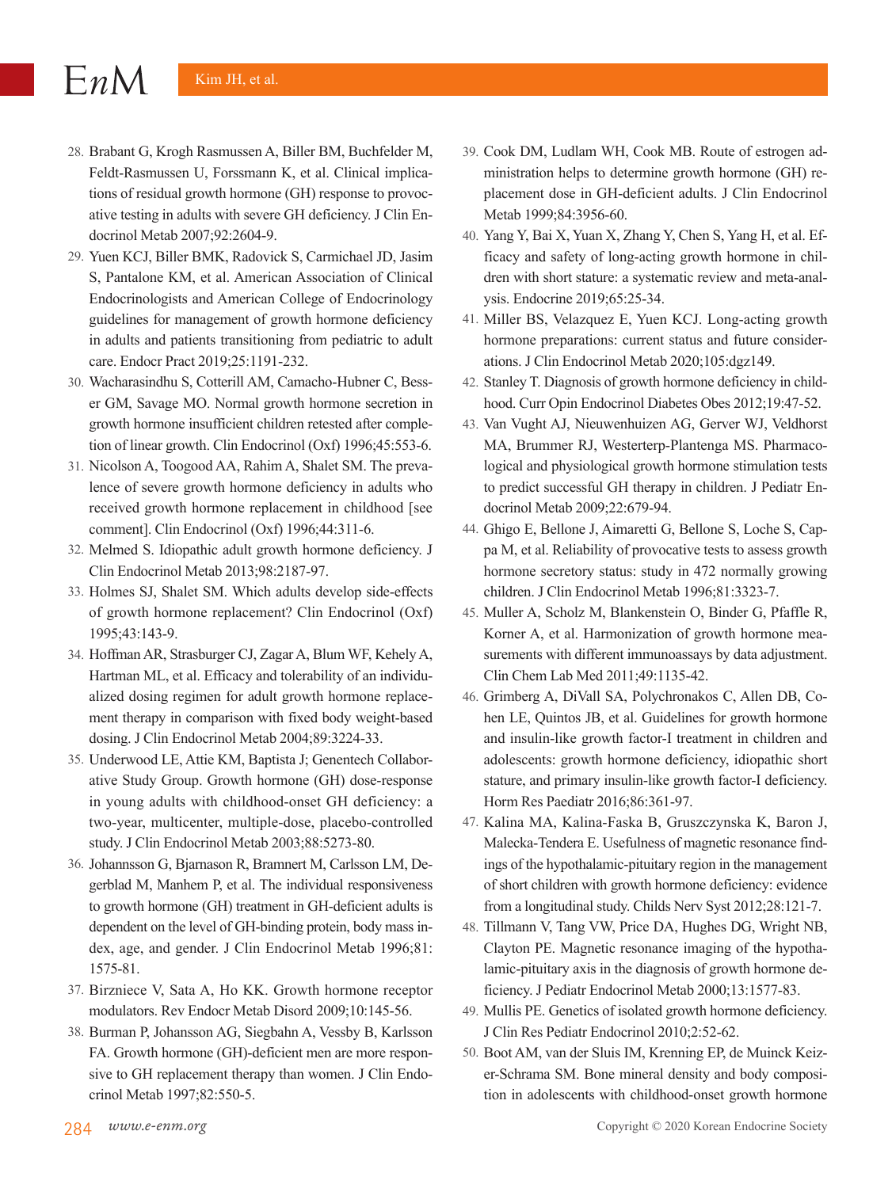28. Brabant G, Krogh Rasmussen A, Biller BM, Buchfelder M, Feldt-Rasmussen U, Forssmann K, et al. Clinical implications of residual growth hormone (GH) response to provocative testing in adults with severe GH deficiency. J Clin Endocrinol Metab 2007;92:2604-9.
29. Yuen KCJ, Biller BMK, Radovick S, Carmichael JD, Jasim S, Pantalone KM, et al. American Association of Clinical Endocrinologists and American College of Endocrinology guidelines for management of growth hormone deficiency in adults and patients transitioning from pediatric to adult care. Endocr Pract 2019;25:1191-232.
30. Wacharasindhu S, Cotterill AM, Camacho-Hubner C, Besser GM, Savage MO. Normal growth hormone secretion in growth hormone insufficient children retested after completion of linear growth. Clin Endocrinol (Oxf) 1996;45:553-6.
31. Nicolson A, Toogood AA, Rahim A, Shalet SM. The prevalence of severe growth hormone deficiency in adults who received growth hormone replacement in childhood [see comment]. Clin Endocrinol (Oxf) 1996;44:311-6.
32. Melmed S. Idiopathic adult growth hormone deficiency. J Clin Endocrinol Metab 2013;98:2187-97.
33. Holmes SJ, Shalet SM. Which adults develop side-effects of growth hormone replacement? Clin Endocrinol (Oxf) 1995;43:143-9.
34. Hoffman AR, Strasburger CJ, Zagar A, Blum WF, Kehely A, Hartman ML, et al. Efficacy and tolerability of an individualized dosing regimen for adult growth hormone replacement therapy in comparison with fixed body weight-based dosing. J Clin Endocrinol Metab 2004;89:3224-33.
35. Underwood LE, Attie KM, Baptista J; Genentech Collaborative Study Group. Growth hormone (GH) dose-response in young adults with childhood-onset GH deficiency: a two-year, multicenter, multiple-dose, placebo-controlled study. J Clin Endocrinol Metab 2003;88:5273-80.
36. Johannsson G, Bjarnason R, Bramnert M, Carlsson LM, Degerblad M, Manhem P, et al. The individual responsiveness to growth hormone (GH) treatment in GH-deficient adults is dependent on the level of GH-binding protein, body mass index, age, and gender. J Clin Endocrinol Metab 1996;81:1575-81.
37. Birzniece V, Sata A, Ho KK. Growth hormone receptor modulators. Rev Endocr Metab Disord 2009;10:145-56.
38. Burman P, Johansson AG, Siegbahn A, Vessby B, Karlsson FA. Growth hormone (GH)-deficient men are more responsive to GH replacement therapy than women. J Clin Endocrinol Metab 1997;82:550-5.
39. Cook DM, Ludlam WH, Cook MB. Route of estrogen administration helps to determine growth hormone (GH) replacement dose in GH-deficient adults. J Clin Endocrinol Metab 1999;84:3956-60.
40. Yang Y, Bai X, Yuan X, Zhang Y, Chen S, Yang H, et al. Efficacy and safety of long-acting growth hormone in children with short stature: a systematic review and meta-analysis. Endocrine 2019;65:25-34.
41. Miller BS, Velazquez E, Yuen KCJ. Long-acting growth hormone preparations: current status and future considerations. J Clin Endocrinol Metab 2020;105:dgz149.
42. Stanley T. Diagnosis of growth hormone deficiency in childhood. Curr Opin Endocrinol Diabetes Obes 2012;19:47-52.
43. Van Vught AJ, Nieuwenhuizen AG, Gerver WJ, Veldhorst MA, Brummer RJ, Westerterp-Plantenga MS. Pharmacological and physiological growth hormone stimulation tests to predict successful GH therapy in children. J Pediatr Endocrinol Metab 2009;22:679-94.
44. Ghigo E, Bellone J, Aimaretti G, Bellone S, Loche S, Cappa M, et al. Reliability of provocative tests to assess growth hormone secretory status: study in 472 normally growing children. J Clin Endocrinol Metab 1996;81:3323-7.
45. Muller A, Scholz M, Blankenstein O, Binder G, Pfaffle R, Korner A, et al. Harmonization of growth hormone measurements with different immunoassays by data adjustment. Clin Chem Lab Med 2011;49:1135-42.
46. Grimberg A, DiVall SA, Polychronakos C, Allen DB, Cohen LE, Quintos JB, et al. Guidelines for growth hormone and insulin-like growth factor-I treatment in children and adolescents: growth hormone deficiency, idiopathic short stature, and primary insulin-like growth factor-I deficiency. Horm Res Paediatr 2016;86:361-97.
47. Kalina MA, Kalina-Faska B, Gruszczynska K, Baron J, Malecka-Tendera E. Usefulness of magnetic resonance findings of the hypothalamic-pituitary region in the management of short children with growth hormone deficiency: evidence from a longitudinal study. Childs Nerv Syst 2012;28:121-7.
48. Tillmann V, Tang VW, Price DA, Hughes DG, Wright NB, Clayton PE. Magnetic resonance imaging of the hypothalamic-pituitary axis in the diagnosis of growth hormone deficiency. J Pediatr Endocrinol Metab 2000;13:1577-83.
49. Mullis PE. Genetics of isolated growth hormone deficiency. J Clin Res Pediatr Endocrinol 2010;2:52-62.
50. Boot AM, van der Sluis IM, Krenning EP, de Muinck Keizer-Schrama SM. Bone mineral density and body composition in adolescents with childhood-onset growth hormone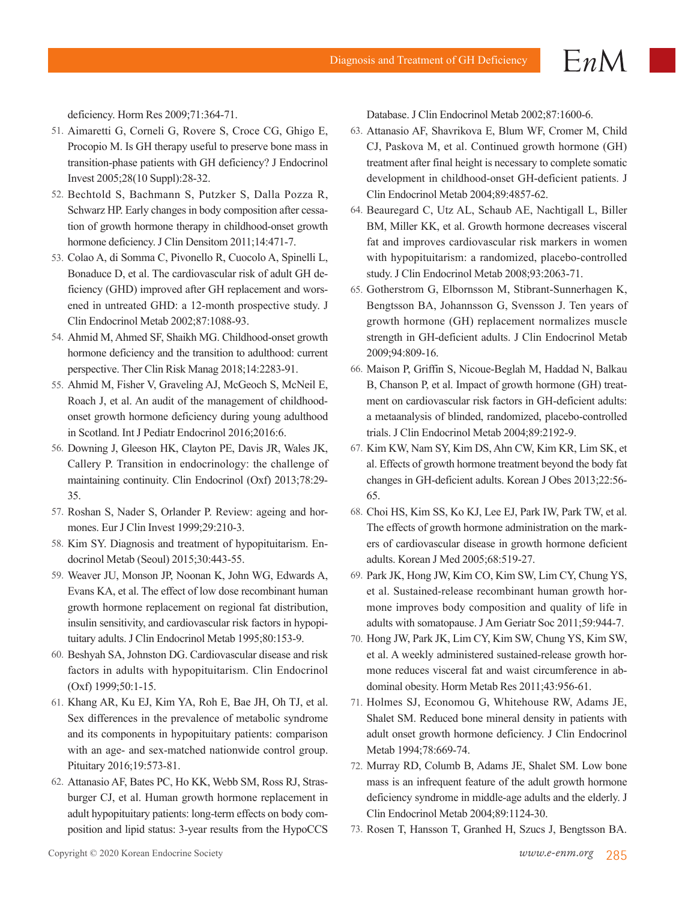deficiency. Horm Res 2009;71:364-71.

51. Aimaretti G, Corneli G, Rovere S, Croce CG, Ghigo E, Procopio M. Is GH therapy useful to preserve bone mass in transition-phase patients with GH deficiency? J Endocrinol Invest 2005;28(10 Suppl):28-32.
52. Bechtold S, Bachmann S, Putzker S, Dalla Pozza R, Schwarz HP. Early changes in body composition after cessation of growth hormone therapy in childhood-onset growth hormone deficiency. J Clin Densitom 2011;14:471-7.
53. Colao A, di Somma C, Pivonello R, Cuocolo A, Spinelli L, Bonaduce D, et al. The cardiovascular risk of adult GH deficiency (GHD) improved after GH replacement and worsened in untreated GHD: a 12-month prospective study. J Clin Endocrinol Metab 2002;87:1088-93.
54. Ahmid M, Ahmed SF, Shaikh MG. Childhood-onset growth hormone deficiency and the transition to adulthood: current perspective. Ther Clin Risk Manag 2018;14:2283-91.
55. Ahmid M, Fisher V, Graveling AJ, McGeoch S, McNeil E, Roach J, et al. An audit of the management of childhood-onset growth hormone deficiency during young adulthood in Scotland. Int J Pediatr Endocrinol 2016;2016:6.
56. Downing J, Gleeson HK, Clayton PE, Davis JR, Wales JK, Callery P. Transition in endocrinology: the challenge of maintaining continuity. Clin Endocrinol (Oxf) 2013;78:29-35.
57. Roshan S, Nader S, Orlander P. Review: ageing and hormones. Eur J Clin Invest 1999;29:210-3.
58. Kim SY. Diagnosis and treatment of hypopituitarism. Endocrinol Metab (Seoul) 2015;30:443-55.
59. Weaver JU, Monson JP, Noonan K, John WG, Edwards A, Evans KA, et al. The effect of low dose recombinant human growth hormone replacement on regional fat distribution, insulin sensitivity, and cardiovascular risk factors in hypopituitary adults. J Clin Endocrinol Metab 1995;80:153-9.
60. Beshyah SA, Johnston DG. Cardiovascular disease and risk factors in adults with hypopituitarism. Clin Endocrinol (Oxf) 1999;50:1-15.
61. Khang AR, Ku EJ, Kim YA, Roh E, Bae JH, Oh TJ, et al. Sex differences in the prevalence of metabolic syndrome and its components in hypopituitary patients: comparison with an age- and sex-matched nationwide control group. Pituitary 2016;19:573-81.
62. Attanasio AF, Bates PC, Ho KK, Webb SM, Ross RJ, Strasburger CJ, et al. Human growth hormone replacement in adult hypopituitary patients: long-term effects on body composition and lipid status: 3-year results from the HypoCCS Database. J Clin Endocrinol Metab 2002;87:1600-6.
63. Attanasio AF, Shavrikova E, Blum WF, Cromer M, Child CJ, Paskova M, et al. Continued growth hormone (GH) treatment after final height is necessary to complete somatic development in childhood-onset GH-deficient patients. J Clin Endocrinol Metab 2004;89:4857-62.
64. Beauregard C, Utz AL, Schaub AE, Nachtigall L, Biller BM, Miller KK, et al. Growth hormone decreases visceral fat and improves cardiovascular risk markers in women with hypopituitarism: a randomized, placebo-controlled study. J Clin Endocrinol Metab 2008;93:2063-71.
65. Gotherstrom G, Elbornsson M, Stibrant-Sunnerhagen K, Bengtsson BA, Johannsson G, Svensson J. Ten years of growth hormone (GH) replacement normalizes muscle strength in GH-deficient adults. J Clin Endocrinol Metab 2009;94:809-16.
66. Maison P, Griffin S, Nicoue-Beglah M, Haddad N, Balkau B, Chanson P, et al. Impact of growth hormone (GH) treatment on cardiovascular risk factors in GH-deficient adults: a metaanalysis of blinded, randomized, placebo-controlled trials. J Clin Endocrinol Metab 2004;89:2192-9.
67. Kim KW, Nam SY, Kim DS, Ahn CW, Kim KR, Lim SK, et al. Effects of growth hormone treatment beyond the body fat changes in GH-deficient adults. Korean J Obes 2013;22:56-65.
68. Choi HS, Kim SS, Ko KJ, Lee EJ, Park IW, Park TW, et al. The effects of growth hormone administration on the markers of cardiovascular disease in growth hormone deficient adults. Korean J Med 2005;68:519-27.
69. Park JK, Hong JW, Kim CO, Kim SW, Lim CY, Chung YS, et al. Sustained-release recombinant human growth hormone improves body composition and quality of life in adults with somatopause. J Am Geriatr Soc 2011;59:944-7.
70. Hong JW, Park JK, Lim CY, Kim SW, Chung YS, Kim SW, et al. A weekly administered sustained-release growth hormone reduces visceral fat and waist circumference in abdominal obesity. Horm Metab Res 2011;43:956-61.
71. Holmes SJ, Economou G, Whitehouse RW, Adams JE, Shalet SM. Reduced bone mineral density in patients with adult onset growth hormone deficiency. J Clin Endocrinol Metab 1994;78:669-74.
72. Murray RD, Columb B, Adams JE, Shalet SM. Low bone mass is an infrequent feature of the adult growth hormone deficiency syndrome in middle-age adults and the elderly. J Clin Endocrinol Metab 2004;89:1124-30.
73. Rosen T, Hansson T, Granhed H, Szucs J, Bengtsson BA.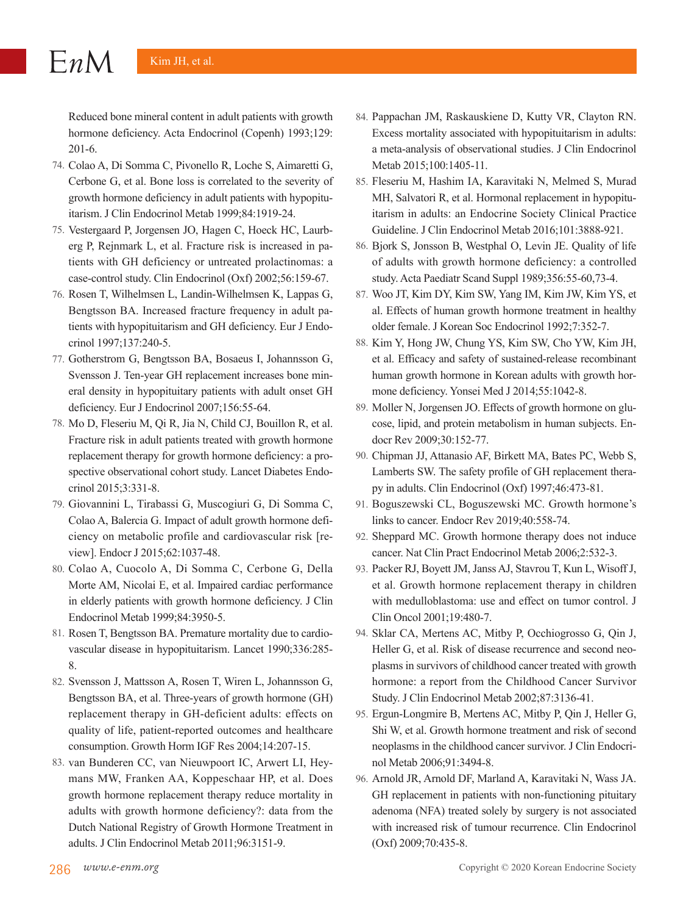Reduced bone mineral content in adult patients with growth hormone deficiency. Acta Endocrinol (Copenh) 1993;129: 201-6.

74. Colao A, Di Somma C, Pivonello R, Loche S, Aimaretti G, Cerbone G, et al. Bone loss is correlated to the severity of growth hormone deficiency in adult patients with hypopituitarism. J Clin Endocrinol Metab 1999;84:1919-24.
75. Vestergaard P, Jorgensen JO, Hagen C, Hoeck HC, Laurberg P, Rejnmark L, et al. Fracture risk is increased in patients with GH deficiency or untreated prolactinomas: a case-control study. Clin Endocrinol (Oxf) 2002;56:159-67.
76. Rosen T, Wilhelmsen L, Landin-Wilhelmsen K, Lappas G, Bengtsson BA. Increased fracture frequency in adult patients with hypopituitarism and GH deficiency. Eur J Endocrinol 1997;137:240-5.
77. Gotherstrom G, Bengtsson BA, Bosaeus I, Johannsson G, Svensson J. Ten-year GH replacement increases bone mineral density in hypopituitary patients with adult onset GH deficiency. Eur J Endocrinol 2007;156:55-64.
78. Mo D, Fleseriu M, Qi R, Jia N, Child CJ, Bouillon R, et al. Fracture risk in adult patients treated with growth hormone replacement therapy for growth hormone deficiency: a prospective observational cohort study. Lancet Diabetes Endocrinol 2015;3:331-8.
79. Giovannini L, Tirabassi G, Muscogiuri G, Di Somma C, Colao A, Balercia G. Impact of adult growth hormone deficiency on metabolic profile and cardiovascular risk [review]. Endocr J 2015;62:1037-48.
80. Colao A, Cuocolo A, Di Somma C, Cerbone G, Della Morte AM, Nicolai E, et al. Impaired cardiac performance in elderly patients with growth hormone deficiency. J Clin Endocrinol Metab 1999;84:3950-5.
81. Rosen T, Bengtsson BA. Premature mortality due to cardiovascular disease in hypopituitarism. Lancet 1990;336:285-8.
82. Svensson J, Mattsson A, Rosen T, Wiren L, Johannsson G, Bengtsson BA, et al. Three-years of growth hormone (GH) replacement therapy in GH-deficient adults: effects on quality of life, patient-reported outcomes and healthcare consumption. Growth Horm IGF Res 2004;14:207-15.
83. van Bunderen CC, van Nieuwpoort IC, Arwert LI, Heymans MW, Franken AA, Koppeschaar HP, et al. Does growth hormone replacement therapy reduce mortality in adults with growth hormone deficiency?: data from the Dutch National Registry of Growth Hormone Treatment in adults. J Clin Endocrinol Metab 2011;96:3151-9.
84. Pappachan JM, Raskauskiene D, Kutty VR, Clayton RN. Excess mortality associated with hypopituitarism in adults: a meta-analysis of observational studies. J Clin Endocrinol Metab 2015;100:1405-11.
85. Fleseriu M, Hashim IA, Karavitaki N, Melmed S, Murad MH, Salvatori R, et al. Hormonal replacement in hypopituitarism in adults: an Endocrine Society Clinical Practice Guideline. J Clin Endocrinol Metab 2016;101:3888-921.
86. Bjork S, Jonsson B, Westphal O, Levin JE. Quality of life of adults with growth hormone deficiency: a controlled study. Acta Paediatr Scand Suppl 1989;356:55-60,73-4.
87. Woo JT, Kim DY, Kim SW, Yang IM, Kim JW, Kim YS, et al. Effects of human growth hormone treatment in healthy older female. J Korean Soc Endocrinol 1992;7:352-7.
88. Kim Y, Hong JW, Chung YS, Kim SW, Cho YW, Kim JH, et al. Efficacy and safety of sustained-release recombinant human growth hormone in Korean adults with growth hormone deficiency. Yonsei Med J 2014;55:1042-8.
89. Moller N, Jorgensen JO. Effects of growth hormone on glucose, lipid, and protein metabolism in human subjects. Endocr Rev 2009;30:152-77.
90. Chipman JJ, Attanasio AF, Birkett MA, Bates PC, Webb S, Lamberts SW. The safety profile of GH replacement therapy in adults. Clin Endocrinol (Oxf) 1997;46:473-81.
91. Boguszewski CL, Boguszewski MC. Growth hormone's links to cancer. Endocr Rev 2019;40:558-74.
92. Sheppard MC. Growth hormone therapy does not induce cancer. Nat Clin Pract Endocrinol Metab 2006;2:532-3.
93. Packer RJ, Boyett JM, Janss AJ, Stavrou T, Kun L, Wisoff J, et al. Growth hormone replacement therapy in children with medulloblastoma: use and effect on tumor control. J Clin Oncol 2001;19:480-7.
94. Sklar CA, Mertens AC, Mitby P, Occhiogrosso G, Qin J, Heller G, et al. Risk of disease recurrence and second neoplasms in survivors of childhood cancer treated with growth hormone: a report from the Childhood Cancer Survivor Study. J Clin Endocrinol Metab 2002;87:3136-41.
95. Ergun-Longmire B, Mertens AC, Mitby P, Qin J, Heller G, Shi W, et al. Growth hormone treatment and risk of second neoplasms in the childhood cancer survivor. J Clin Endocrinol Metab 2006;91:3494-8.
96. Arnold JR, Arnold DF, Marland A, Karavitaki N, Wass JA. GH replacement in patients with non-functioning pituitary adenoma (NFA) treated solely by surgery is not associated with increased risk of tumour recurrence. Clin Endocrinol (Oxf) 2009;70:435-8.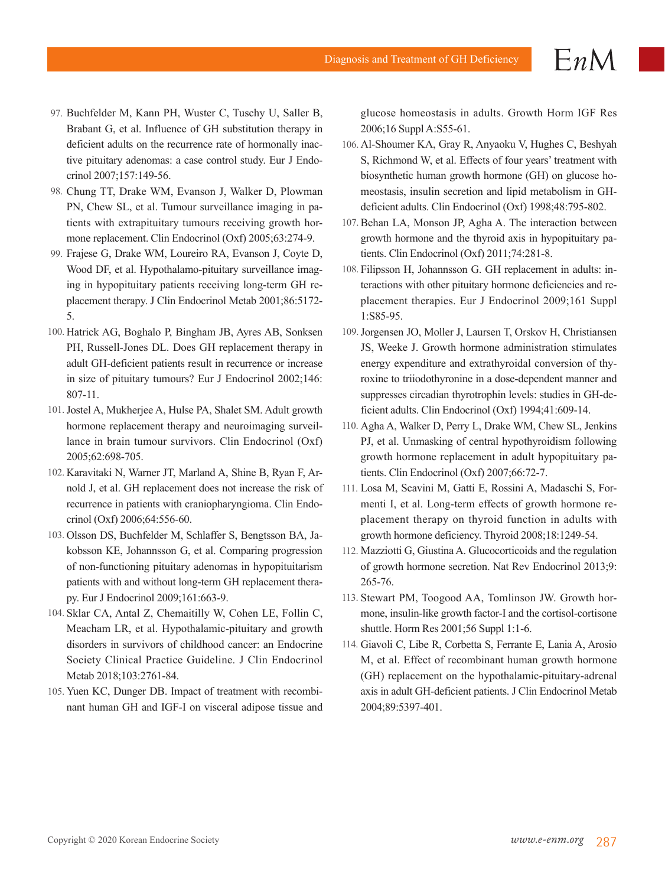97. Buchfelder M, Kann PH, Wuster C, Tuschy U, Saller B, Brabant G, et al. Influence of GH substitution therapy in deficient adults on the recurrence rate of hormonally inactive pituitary adenomas: a case control study. Eur J Endocrinol 2007;157:149-56.
98. Chung TT, Drake WM, Evanson J, Walker D, Plowman PN, Chew SL, et al. Tumour surveillance imaging in patients with extrapituitary tumours receiving growth hormone replacement. Clin Endocrinol (Oxf) 2005;63:274-9.
99. Frajese G, Drake WM, Loureiro RA, Evanson J, Coyte D, Wood DF, et al. Hypothalamo-pituitary surveillance imaging in hypopituitary patients receiving long-term GH replacement therapy. J Clin Endocrinol Metab 2001;86:5172-5.
100. Hatrick AG, Boghalo P, Bingham JB, Ayres AB, Sonksen PH, Russell-Jones DL. Does GH replacement therapy in adult GH-deficient patients result in recurrence or increase in size of pituitary tumours? Eur J Endocrinol 2002;146:807-11.
101. Jostel A, Mukherjee A, Hulse PA, Shalet SM. Adult growth hormone replacement therapy and neuroimaging surveillance in brain tumour survivors. Clin Endocrinol (Oxf) 2005;62:698-705.
102. Karavitaki N, Warner JT, Marland A, Shine B, Ryan F, Arnold J, et al. GH replacement does not increase the risk of recurrence in patients with craniopharyngioma. Clin Endocrinol (Oxf) 2006;64:556-60.
103. Olsson DS, Buchfelder M, Schlaffer S, Bengtsson BA, Jakobsson KE, Johannsson G, et al. Comparing progression of non-functioning pituitary adenomas in hypopituitarism patients with and without long-term GH replacement therapy. Eur J Endocrinol 2009;161:663-9.
104. Sklar CA, Antal Z, Chemaitilly W, Cohen LE, Follin C, Meacham LR, et al. Hypothalamic-pituitary and growth disorders in survivors of childhood cancer: an Endocrine Society Clinical Practice Guideline. J Clin Endocrinol Metab 2018;103:2761-84.
105. Yuen KC, Dunger DB. Impact of treatment with recombinant human GH and IGF-I on visceral adipose tissue and glucose homeostasis in adults. Growth Horm IGF Res 2006;16 Suppl A:S55-61.
106. Al-Shoumer KA, Gray R, Anyaoku V, Hughes C, Beshyah S, Richmond W, et al. Effects of four years' treatment with biosynthetic human growth hormone (GH) on glucose homeostasis, insulin secretion and lipid metabolism in GH-deficient adults. Clin Endocrinol (Oxf) 1998;48:795-802.
107. Behan LA, Monson JP, Agha A. The interaction between growth hormone and the thyroid axis in hypopituitary patients. Clin Endocrinol (Oxf) 2011;74:281-8.
108. Filipsson H, Johannsson G. GH replacement in adults: interactions with other pituitary hormone deficiencies and replacement therapies. Eur J Endocrinol 2009;161 Suppl 1:S85-95.
109. Jorgensen JO, Moller J, Laursen T, Orskov H, Christiansen JS, Weeke J. Growth hormone administration stimulates energy expenditure and extrathyroidal conversion of thyroxine to triiodothyronine in a dose-dependent manner and suppresses circadian thyrotrophin levels: studies in GH-deficient adults. Clin Endocrinol (Oxf) 1994;41:609-14.
110. Agha A, Walker D, Perry L, Drake WM, Chew SL, Jenkins PJ, et al. Unmasking of central hypothyroidism following growth hormone replacement in adult hypopituitary patients. Clin Endocrinol (Oxf) 2007;66:72-7.
111. Losa M, Scavini M, Gatti E, Rossini A, Madaschi S, Formenti I, et al. Long-term effects of growth hormone replacement therapy on thyroid function in adults with growth hormone deficiency. Thyroid 2008;18:1249-54.
112. Mazziotti G, Giustina A. Glucocorticoids and the regulation of growth hormone secretion. Nat Rev Endocrinol 2013;9:265-76.
113. Stewart PM, Toogood AA, Tomlinson JW. Growth hormone, insulin-like growth factor-I and the cortisol-cortisone shuttle. Horm Res 2001;56 Suppl 1:1-6.
114. Giavoli C, Libe R, Corbetta S, Ferrante E, Lania A, Arosio M, et al. Effect of recombinant human growth hormone (GH) replacement on the hypothalamic-pituitary-adrenal axis in adult GH-deficient patients. J Clin Endocrinol Metab 2004;89:5397-401.